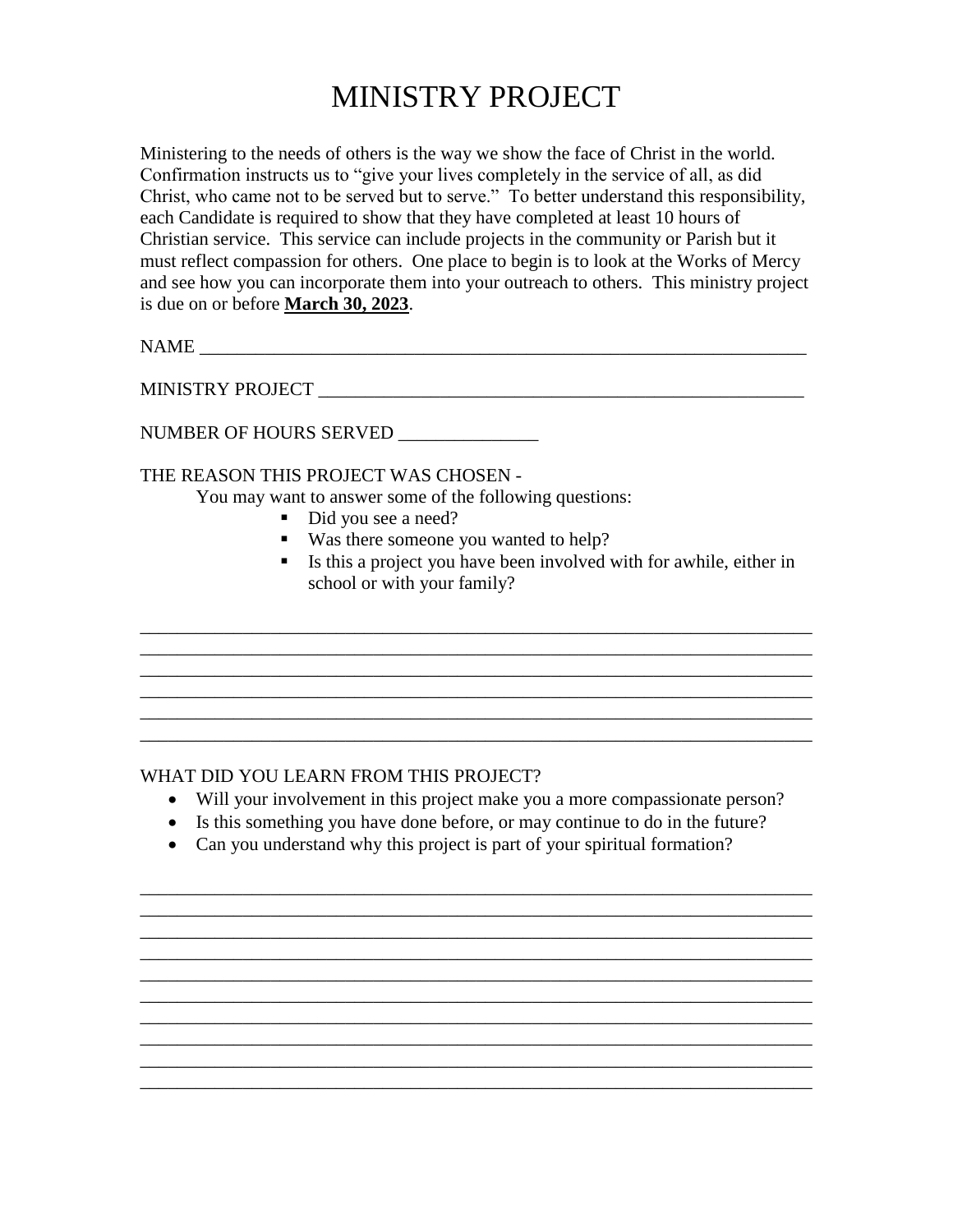# MINISTRY PROJECT

Ministering to the needs of others is the way we show the face of Christ in the world. Confirmation instructs us to "give your lives completely in the service of all, as did Christ, who came not to be served but to serve." To better understand this responsibility, each Candidate is required to show that they have completed at least 10 hours of Christian service. This service can include projects in the community or Parish but it must reflect compassion for others. One place to begin is to look at the Works of Mercy and see how you can incorporate them into your outreach to others. This ministry project is due on or before **<u>March 30, 2023</u>**.

NAME ___________________________________________________________________

MINISTRY PROJECT ______________________________________________________

NUMBER OF HOURS SERVED _______________

THE REASON THIS PROJECT WAS CHOSEN -

You may want to answer some of the following questions:

- Did you see a need?
- Was there someone you wanted to help?
- Is this a project you have been involved with for awhile, either in school or with your family?

__________________________________________________________________________
__________________________________________________________________________
__________________________________________________________________________
__________________________________________________________________________
__________________________________________________________________________
__________________________________________________________________________

WHAT DID YOU LEARN FROM THIS PROJECT?

- Will your involvement in this project make you a more compassionate person?
- Is this something you have done before, or may continue to do in the future?
- Can you understand why this project is part of your spiritual formation?

__________________________________________________________________________
__________________________________________________________________________
__________________________________________________________________________
__________________________________________________________________________
__________________________________________________________________________
__________________________________________________________________________
__________________________________________________________________________
__________________________________________________________________________
__________________________________________________________________________
__________________________________________________________________________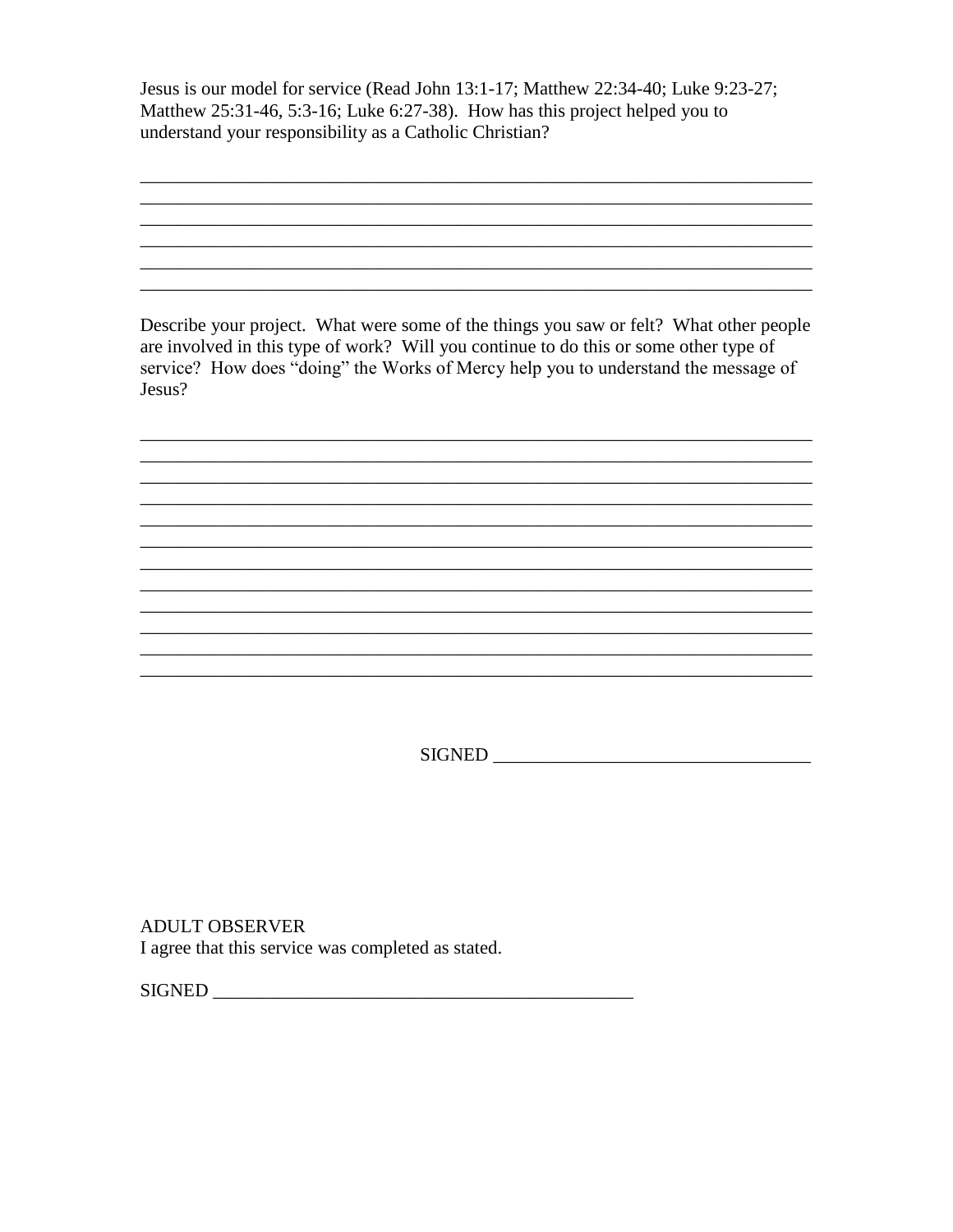Jesus is our model for service (Read John 13:1-17; Matthew 22:34-40; Luke 9:23-27; Matthew 25:31-46, 5:3-16; Luke 6:27-38). How has this project helped you to understand your responsibility as a Catholic Christian?

______________________________________________________________________________
______________________________________________________________________________
______________________________________________________________________________
______________________________________________________________________________
______________________________________________________________________________
______________________________________________________________________________

Describe your project. What were some of the things you saw or felt? What other people are involved in this type of work? Will you continue to do this or some other type of service? How does "doing" the Works of Mercy help you to understand the message of Jesus?

______________________________________________________________________________
______________________________________________________________________________
______________________________________________________________________________
______________________________________________________________________________
______________________________________________________________________________
______________________________________________________________________________
______________________________________________________________________________
______________________________________________________________________________
______________________________________________________________________________
______________________________________________________________________________
______________________________________________________________________________
______________________________________________________________________________

SIGNED ___________________________________

ADULT OBSERVER

I agree that this service was completed as stated.

SIGNED _____________________________________________